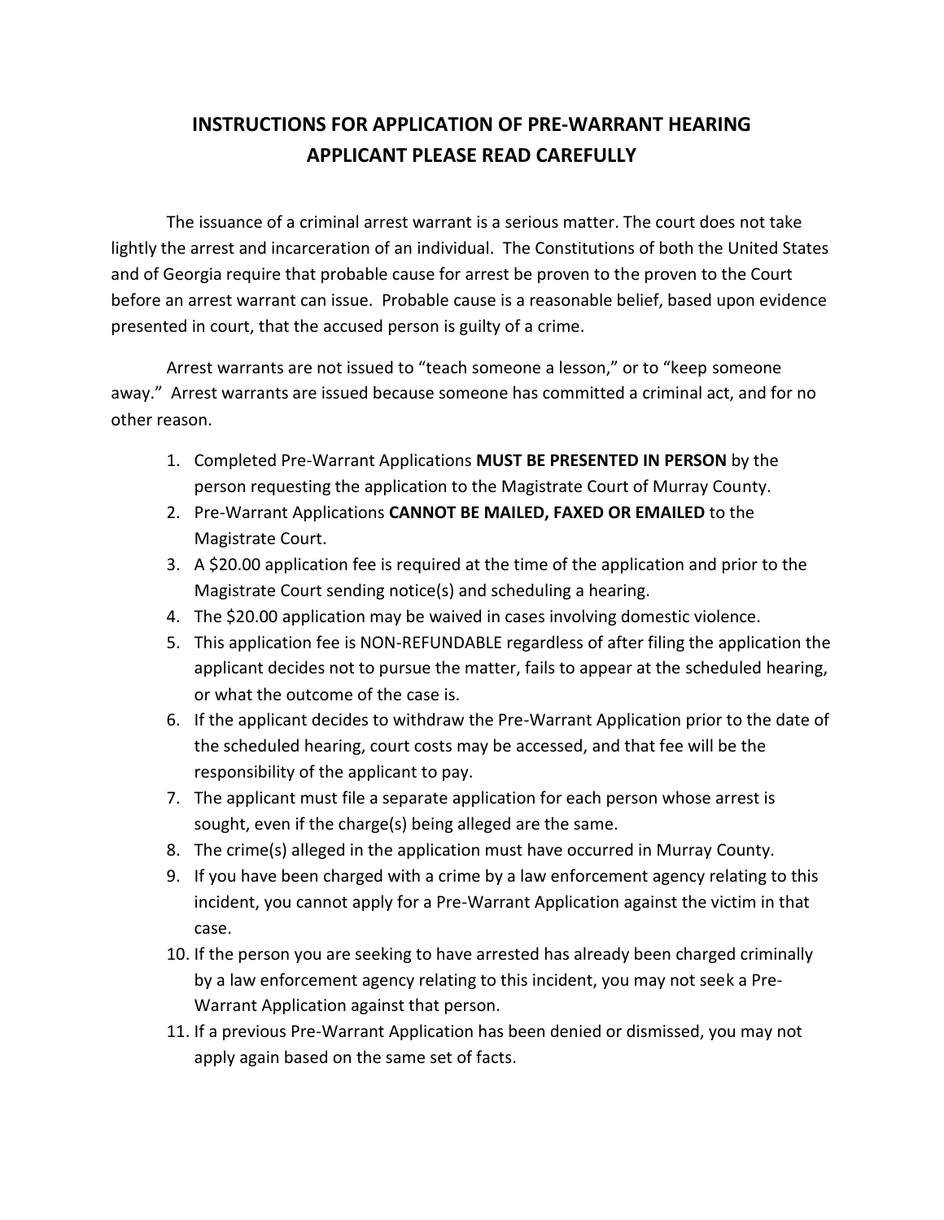# INSTRUCTIONS FOR APPLICATION OF PRE-WARRANT HEARING
## APPLICANT PLEASE READ CAREFULLY

The issuance of a criminal arrest warrant is a serious matter. The court does not take lightly the arrest and incarceration of an individual. The Constitutions of both the United States and of Georgia require that probable cause for arrest be proven to the proven to the Court before an arrest warrant can issue. Probable cause is a reasonable belief, based upon evidence presented in court, that the accused person is guilty of a crime.

Arrest warrants are not issued to "teach someone a lesson," or to "keep someone away." Arrest warrants are issued because someone has committed a criminal act, and for no other reason.

1. Completed Pre-Warrant Applications **MUST BE PRESENTED IN PERSON** by the person requesting the application to the Magistrate Court of Murray County.
2. Pre-Warrant Applications **CANNOT BE MAILED, FAXED OR EMAILED** to the Magistrate Court.
3. A $20.00 application fee is required at the time of the application and prior to the Magistrate Court sending notice(s) and scheduling a hearing.
4. The $20.00 application may be waived in cases involving domestic violence.
5. This application fee is NON-REFUNDABLE regardless of after filing the application the applicant decides not to pursue the matter, fails to appear at the scheduled hearing, or what the outcome of the case is.
6. If the applicant decides to withdraw the Pre-Warrant Application prior to the date of the scheduled hearing, court costs may be accessed, and that fee will be the responsibility of the applicant to pay.
7. The applicant must file a separate application for each person whose arrest is sought, even if the charge(s) being alleged are the same.
8. The crime(s) alleged in the application must have occurred in Murray County.
9. If you have been charged with a crime by a law enforcement agency relating to this incident, you cannot apply for a Pre-Warrant Application against the victim in that case.
10. If the person you are seeking to have arrested has already been charged criminally by a law enforcement agency relating to this incident, you may not seek a Pre-Warrant Application against that person.
11. If a previous Pre-Warrant Application has been denied or dismissed, you may not apply again based on the same set of facts.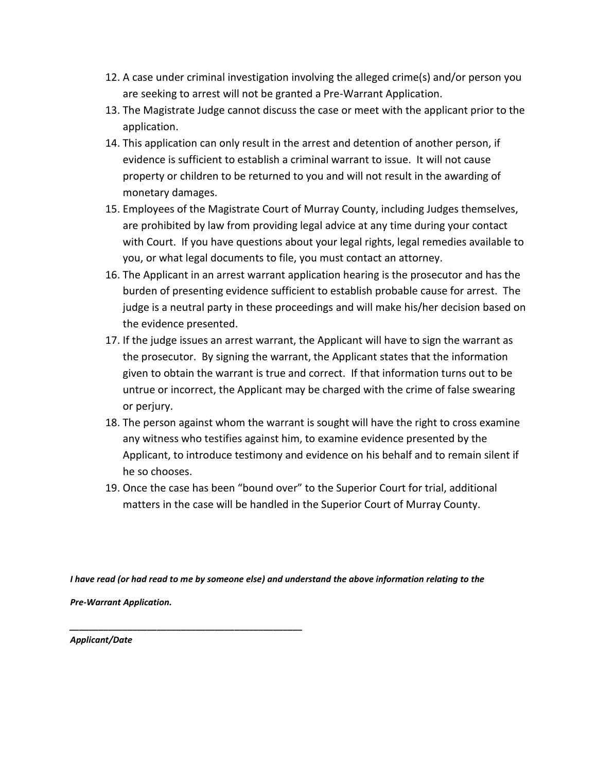12. A case under criminal investigation involving the alleged crime(s) and/or person you are seeking to arrest will not be granted a Pre-Warrant Application.
13. The Magistrate Judge cannot discuss the case or meet with the applicant prior to the application.
14. This application can only result in the arrest and detention of another person, if evidence is sufficient to establish a criminal warrant to issue. It will not cause property or children to be returned to you and will not result in the awarding of monetary damages.
15. Employees of the Magistrate Court of Murray County, including Judges themselves, are prohibited by law from providing legal advice at any time during your contact with Court. If you have questions about your legal rights, legal remedies available to you, or what legal documents to file, you must contact an attorney.
16. The Applicant in an arrest warrant application hearing is the prosecutor and has the burden of presenting evidence sufficient to establish probable cause for arrest. The judge is a neutral party in these proceedings and will make his/her decision based on the evidence presented.
17. If the judge issues an arrest warrant, the Applicant will have to sign the warrant as the prosecutor. By signing the warrant, the Applicant states that the information given to obtain the warrant is true and correct. If that information turns out to be untrue or incorrect, the Applicant may be charged with the crime of false swearing or perjury.
18. The person against whom the warrant is sought will have the right to cross examine any witness who testifies against him, to examine evidence presented by the Applicant, to introduce testimony and evidence on his behalf and to remain silent if he so chooses.
19. Once the case has been "bound over" to the Superior Court for trial, additional matters in the case will be handled in the Superior Court of Murray County.

***I have read (or had read to me by someone else) and understand the above information relating to the Pre-Warrant Application.***

______________________________________________

***Applicant/Date***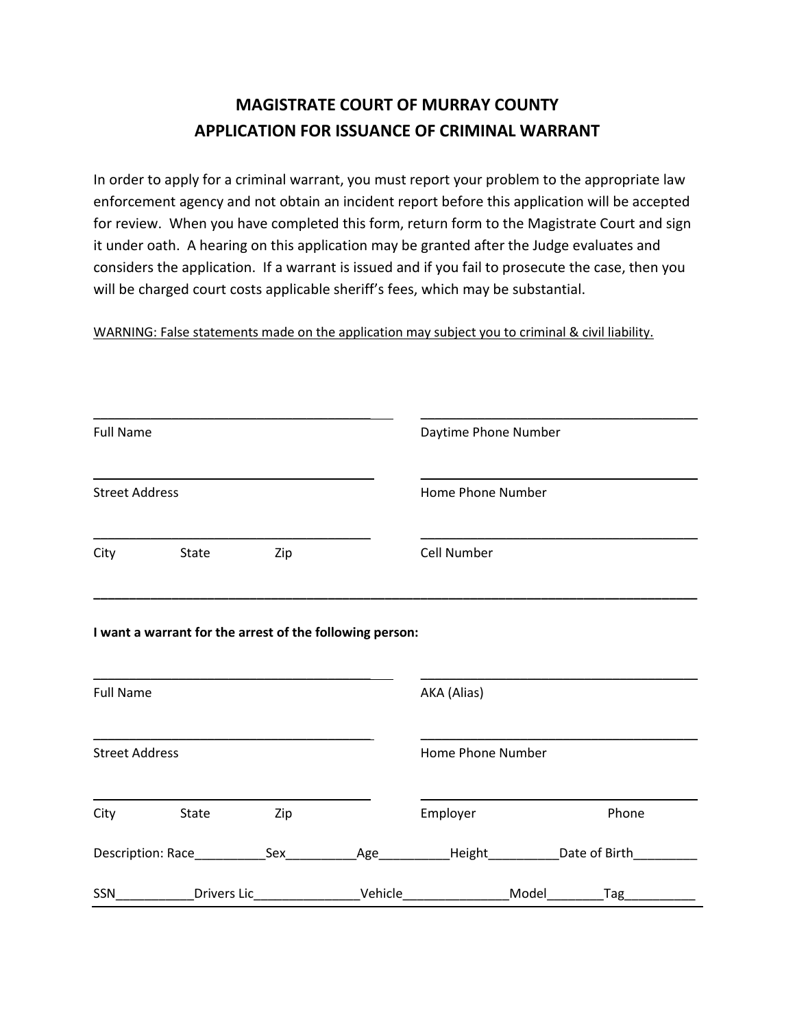# MAGISTRATE COURT OF MURRAY COUNTY
# APPLICATION FOR ISSUANCE OF CRIMINAL WARRANT

In order to apply for a criminal warrant, you must report your problem to the appropriate law enforcement agency and not obtain an incident report before this application will be accepted for review. When you have completed this form, return form to the Magistrate Court and sign it under oath. A hearing on this application may be granted after the Judge evaluates and considers the application. If a warrant is issued and if you fail to prosecute the case, then you will be charged court costs applicable sheriff's fees, which may be substantial.

WARNING: False statements made on the application may subject you to criminal & civil liability.

Full Name ________________________________________ Daytime Phone Number ________________________________________

Street Address ________________________________________ Home Phone Number ________________________________________

City State Zip ________________________________________ Cell Number ________________________________________

---

**I want a warrant for the arrest of the following person:**

Full Name ________________________________________ AKA (Alias) ________________________________________

Street Address ________________________________________ Home Phone Number ________________________________________

City State Zip ________________________________________ Employer Phone ________________________________________

Description: Race__________Sex__________Age__________Height__________Date of Birth_________

SSN___________Drivers Lic_______________Vehicle_______________Model________Tag__________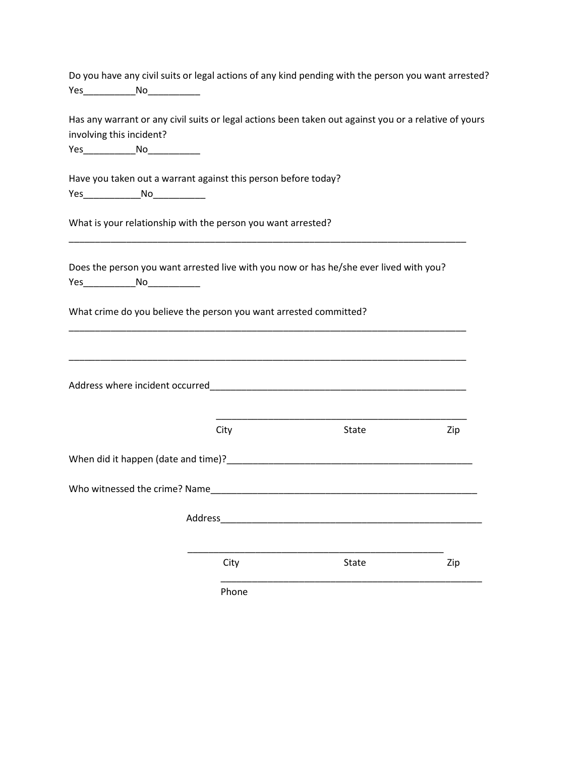Do you have any civil suits or legal actions of any kind pending with the person you want arrested?
Yes__________No__________

Has any warrant or any civil suits or legal actions been taken out against you or a relative of yours involving this incident?
Yes__________No__________

Have you taken out a warrant against this person before today?
Yes___________No__________

What is your relationship with the person you want arrested?
_______________________________________________________________________________

Does the person you want arrested live with you now or has he/she ever lived with you?
Yes__________No__________

What crime do you believe the person you want arrested committed?
_______________________________________________________________________________

_______________________________________________________________________________

Address where incident occurred___________________________________________________

_________________________________________________
City State Zip

When did it happen (date and time)?________________________________________________

Who witnessed the crime? Name____________________________________________________

Address___________________________________________________

___________________________________________________
City State Zip

___________________________________________________
Phone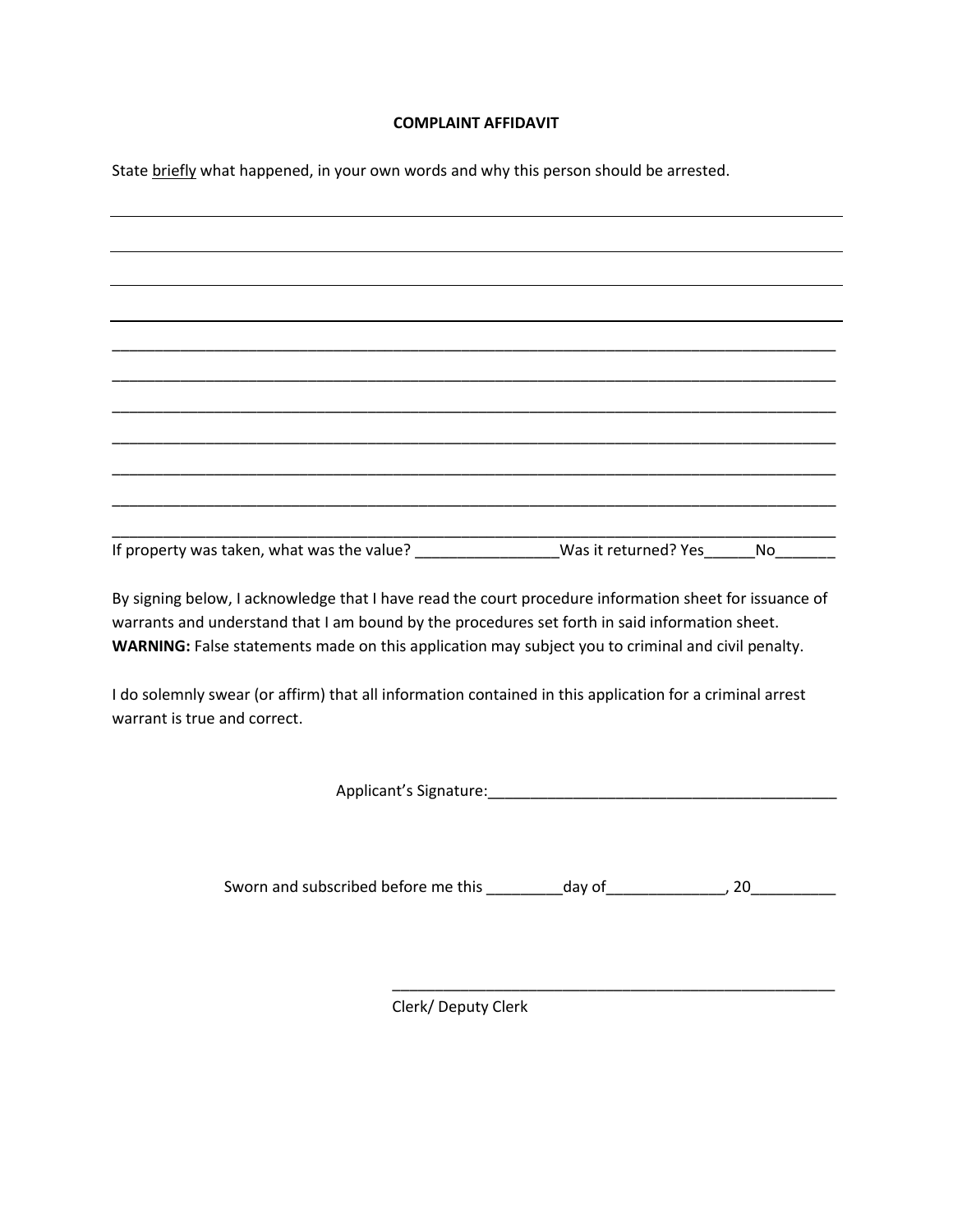**COMPLAINT AFFIDAVIT**

State briefly what happened, in your own words and why this person should be arrested.

_______________________________________________________________________________

_______________________________________________________________________________

_______________________________________________________________________________

_______________________________________________________________________________

_______________________________________________________________________________

_______________________________________________________________________________

_______________________________________________________________________________

_______________________________________________________________________________

_______________________________________________________________________________

_______________________________________________________________________________

_______________________________________________________________________________

If property was taken, what was the value? ________________Was it returned? Yes______No_______

By signing below, I acknowledge that I have read the court procedure information sheet for issuance of warrants and understand that I am bound by the procedures set forth in said information sheet. **WARNING:** False statements made on this application may subject you to criminal and civil penalty.

I do solemnly swear (or affirm) that all information contained in this application for a criminal arrest warrant is true and correct.

Applicant's Signature:_________________________________________

Sworn and subscribed before me this _________day of______________, 20__________

_____________________________________________________

Clerk/ Deputy Clerk